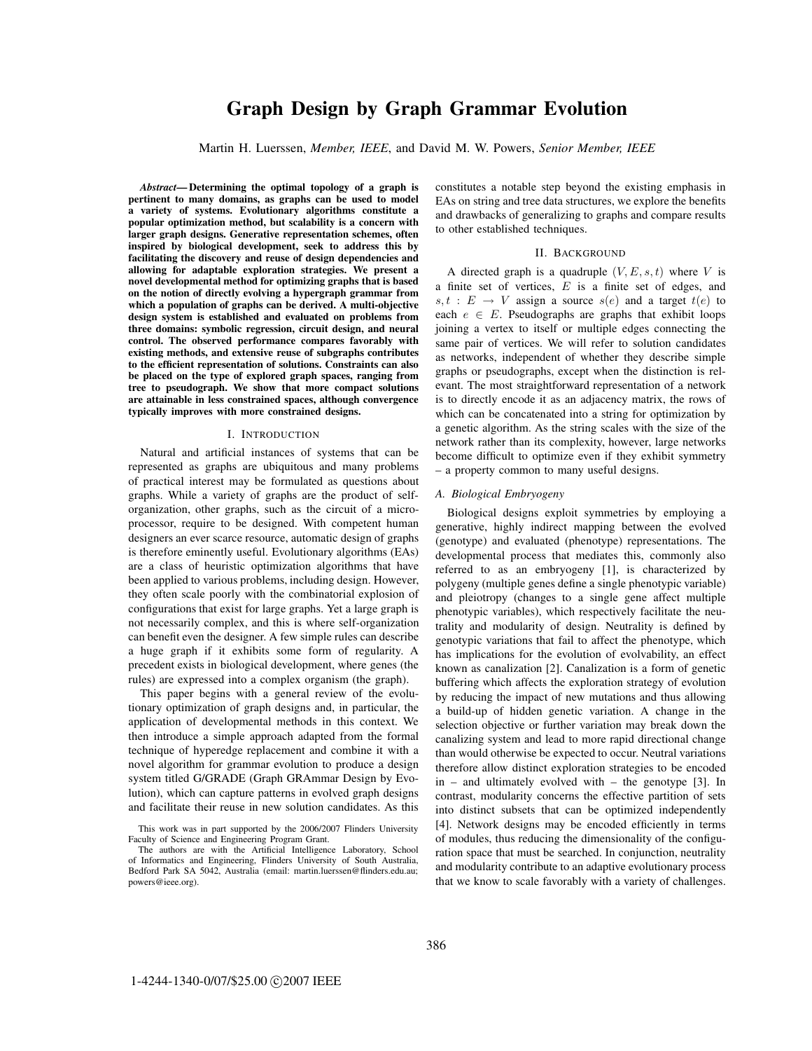# Graph Design by Graph Grammar Evolution

Martin H. Luerssen, *Member, IEEE*, and David M. W. Powers, *Senior Member, IEEE*

***Abstract*— Determining the optimal topology of a graph is pertinent to many domains, as graphs can be used to model a variety of systems. Evolutionary algorithms constitute a popular optimization method, but scalability is a concern with larger graph designs. Generative representation schemes, often inspired by biological development, seek to address this by facilitating the discovery and reuse of design dependencies and allowing for adaptable exploration strategies. We present a novel developmental method for optimizing graphs that is based on the notion of directly evolving a hypergraph grammar from which a population of graphs can be derived. A multi-objective design system is established and evaluated on problems from three domains: symbolic regression, circuit design, and neural control. The observed performance compares favorably with existing methods, and extensive reuse of subgraphs contributes to the efficient representation of solutions. Constraints can also be placed on the type of explored graph spaces, ranging from tree to pseudograph. We show that more compact solutions are attainable in less constrained spaces, although convergence typically improves with more constrained designs.**

## I. Introduction

Natural and artificial instances of systems that can be represented as graphs are ubiquitous and many problems of practical interest may be formulated as questions about graphs. While a variety of graphs are the product of self-organization, other graphs, such as the circuit of a microprocessor, require to be designed. With competent human designers an ever scarce resource, automatic design of graphs is therefore eminently useful. Evolutionary algorithms (EAs) are a class of heuristic optimization algorithms that have been applied to various problems, including design. However, they often scale poorly with the combinatorial explosion of configurations that exist for large graphs. Yet a large graph is not necessarily complex, and this is where self-organization can benefit even the designer. A few simple rules can describe a huge graph if it exhibits some form of regularity. A precedent exists in biological development, where genes (the rules) are expressed into a complex organism (the graph).

This paper begins with a general review of the evolutionary optimization of graph designs and, in particular, the application of developmental methods in this context. We then introduce a simple approach adapted from the formal technique of hyperedge replacement and combine it with a novel algorithm for grammar evolution to produce a design system titled G/GRADE (Graph GRAmmar Design by Evolution), which can capture patterns in evolved graph designs and facilitate their reuse in new solution candidates. As this constitutes a notable step beyond the existing emphasis in EAs on string and tree data structures, we explore the benefits and drawbacks of generalizing to graphs and compare results to other established techniques.

This work was in part supported by the 2006/2007 Flinders University Faculty of Science and Engineering Program Grant.

The authors are with the Artificial Intelligence Laboratory, School of Informatics and Engineering, Flinders University of South Australia, Bedford Park SA 5042, Australia (email: martin.luerssen@flinders.edu.au; powers@ieee.org).

## II. Background

A directed graph is a quadruple $(V, E, s, t)$ where $V$ is a finite set of vertices, $E$ is a finite set of edges, and $s, t : E \rightarrow V$ assign a source $s(e)$ and a target $t(e)$ to each $e \in E$. Pseudographs are graphs that exhibit loops joining a vertex to itself or multiple edges connecting the same pair of vertices. We will refer to solution candidates as networks, independent of whether they describe simple graphs or pseudographs, except when the distinction is relevant. The most straightforward representation of a network is to directly encode it as an adjacency matrix, the rows of which can be concatenated into a string for optimization by a genetic algorithm. As the string scales with the size of the network rather than its complexity, however, large networks become difficult to optimize even if they exhibit symmetry – a property common to many useful designs.

### A. Biological Embryogeny

Biological designs exploit symmetries by employing a generative, highly indirect mapping between the evolved (genotype) and evaluated (phenotype) representations. The developmental process that mediates this, commonly also referred to as an embryogeny [1], is characterized by polygeny (multiple genes define a single phenotypic variable) and pleiotropy (changes to a single gene affect multiple phenotypic variables), which respectively facilitate the neutrality and modularity of design. Neutrality is defined by genotypic variations that fail to affect the phenotype, which has implications for the evolution of evolvability, an effect known as canalization [2]. Canalization is a form of genetic buffering which affects the exploration strategy of evolution by reducing the impact of new mutations and thus allowing a build-up of hidden genetic variation. A change in the selection objective or further variation may break down the canalizing system and lead to more rapid directional change than would otherwise be expected to occur. Neutral variations therefore allow distinct exploration strategies to be encoded in – and ultimately evolved with – the genotype [3]. In contrast, modularity concerns the effective partition of sets into distinct subsets that can be optimized independently [4]. Network designs may be encoded efficiently in terms of modules, thus reducing the dimensionality of the configuration space that must be searched. In conjunction, neutrality and modularity contribute to an adaptive evolutionary process that we know to scale favorably with a variety of challenges.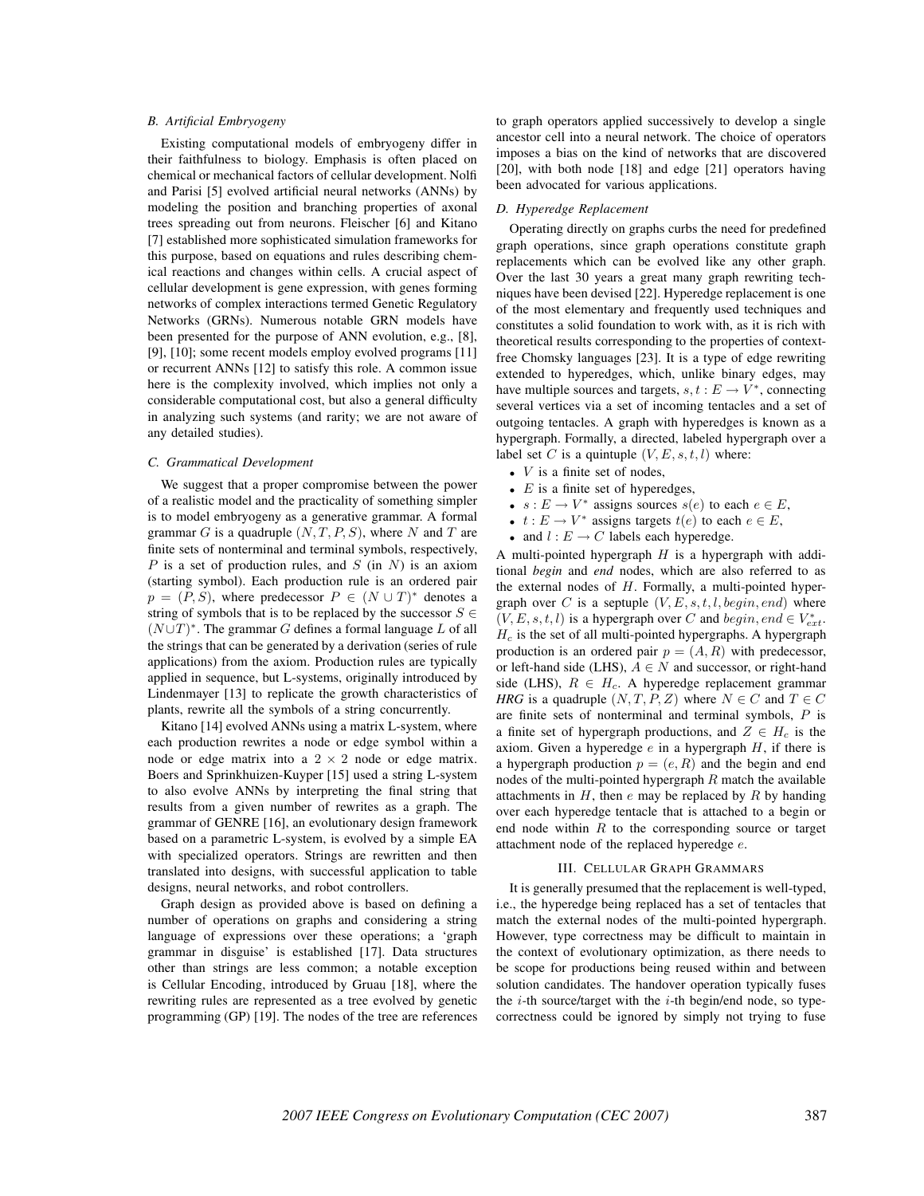### B. Artificial Embryogeny

Existing computational models of embryogeny differ in their faithfulness to biology. Emphasis is often placed on chemical or mechanical factors of cellular development. Nolfi and Parisi [5] evolved artificial neural networks (ANNs) by modeling the position and branching properties of axonal trees spreading out from neurons. Fleischer [6] and Kitano [7] established more sophisticated simulation frameworks for this purpose, based on equations and rules describing chemical reactions and changes within cells. A crucial aspect of cellular development is gene expression, with genes forming networks of complex interactions termed Genetic Regulatory Networks (GRNs). Numerous notable GRN models have been presented for the purpose of ANN evolution, e.g., [8], [9], [10]; some recent models employ evolved programs [11] or recurrent ANNs [12] to satisfy this role. A common issue here is the complexity involved, which implies not only a considerable computational cost, but also a general difficulty in analyzing such systems (and rarity; we are not aware of any detailed studies).

### C. Grammatical Development

We suggest that a proper compromise between the power of a realistic model and the practicality of something simpler is to model embryogeny as a generative grammar. A formal grammar $G$ is a quadruple $(N, T, P, S)$, where $N$ and $T$ are finite sets of nonterminal and terminal symbols, respectively, $P$ is a set of production rules, and $S$ (in $N$) is an axiom (starting symbol). Each production rule is an ordered pair $p = (P, S)$, where predecessor $P \in (N \cup T)^*$ denotes a string of symbols that is to be replaced by the successor $S \in (N \cup T)^*$. The grammar $G$ defines a formal language $L$ of all the strings that can be generated by a derivation (series of rule applications) from the axiom. Production rules are typically applied in sequence, but L-systems, originally introduced by Lindenmayer [13] to replicate the growth characteristics of plants, rewrite all the symbols of a string concurrently.

Kitano [14] evolved ANNs using a matrix L-system, where each production rewrites a node or edge symbol within a node or edge matrix into a $2 \times 2$ node or edge matrix. Boers and Sprinkhuizen-Kuyper [15] used a string L-system to also evolve ANNs by interpreting the final string that results from a given number of rewrites as a graph. The grammar of GENRE [16], an evolutionary design framework based on a parametric L-system, is evolved by a simple EA with specialized operators. Strings are rewritten and then translated into designs, with successful application to table designs, neural networks, and robot controllers.

Graph design as provided above is based on defining a number of operations on graphs and considering a string language of expressions over these operations; a 'graph grammar in disguise' is established [17]. Data structures other than strings are less common; a notable exception is Cellular Encoding, introduced by Gruau [18], where the rewriting rules are represented as a tree evolved by genetic programming (GP) [19]. The nodes of the tree are references to graph operators applied successively to develop a single ancestor cell into a neural network. The choice of operators imposes a bias on the kind of networks that are discovered [20], with both node [18] and edge [21] operators having been advocated for various applications.

### D. Hyperedge Replacement

Operating directly on graphs curbs the need for predefined graph operations, since graph operations constitute graph replacements which can be evolved like any other graph. Over the last 30 years a great many graph rewriting techniques have been devised [22]. Hyperedge replacement is one of the most elementary and frequently used techniques and constitutes a solid foundation to work with, as it is rich with theoretical results corresponding to the properties of context-free Chomsky languages [23]. It is a type of edge rewriting extended to hyperedges, which, unlike binary edges, may have multiple sources and targets, $s, t : E \to V^*$, connecting several vertices via a set of incoming tentacles and a set of outgoing tentacles. A graph with hyperedges is known as a hypergraph. Formally, a directed, labeled hypergraph over a label set $C$ is a quintuple $(V, E, s, t, l)$ where:

- $V$ is a finite set of nodes,
- $E$ is a finite set of hyperedges,
- $s : E \to V^*$ assigns sources $s(e)$ to each $e \in E$,
- $t : E \to V^*$ assigns targets $t(e)$ to each $e \in E$,
- and $l : E \to C$ labels each hyperedge.

A multi-pointed hypergraph $H$ is a hypergraph with additional *begin* and *end* nodes, which are also referred to as the external nodes of $H$. Formally, a multi-pointed hypergraph over $C$ is a septuple $(V, E, s, t, l, begin, end)$ where $(V, E, s, t, l)$ is a hypergraph over $C$ and $begin, end \in V^*_{ext}$. $H_c$ is the set of all multi-pointed hypergraphs. A hypergraph production is an ordered pair $p = (A, R)$ with predecessor, or left-hand side (LHS), $A \in N$ and successor, or right-hand side (LHS), $R \in H_c$. A hyperedge replacement grammar ***HRG*** is a quadruple $(N, T, P, Z)$ where $N \in C$ and $T \in C$ are finite sets of nonterminal and terminal symbols, $P$ is a finite set of hypergraph productions, and $Z \in H_c$ is the axiom. Given a hyperedge $e$ in a hypergraph $H$, if there is a hypergraph production $p = (e, R)$ and the begin and end nodes of the multi-pointed hypergraph $R$ match the available attachments in $H$, then $e$ may be replaced by $R$ by handing over each hyperedge tentacle that is attached to a begin or end node within $R$ to the corresponding source or target attachment node of the replaced hyperedge $e$.

## III. Cellular Graph Grammars

It is generally presumed that the replacement is well-typed, i.e., the hyperedge being replaced has a set of tentacles that match the external nodes of the multi-pointed hypergraph. However, type correctness may be difficult to maintain in the context of evolutionary optimization, as there needs to be scope for productions being reused within and between solution candidates. The handover operation typically fuses the $i$-th source/target with the $i$-th begin/end node, so type-correctness could be ignored by simply not trying to fuse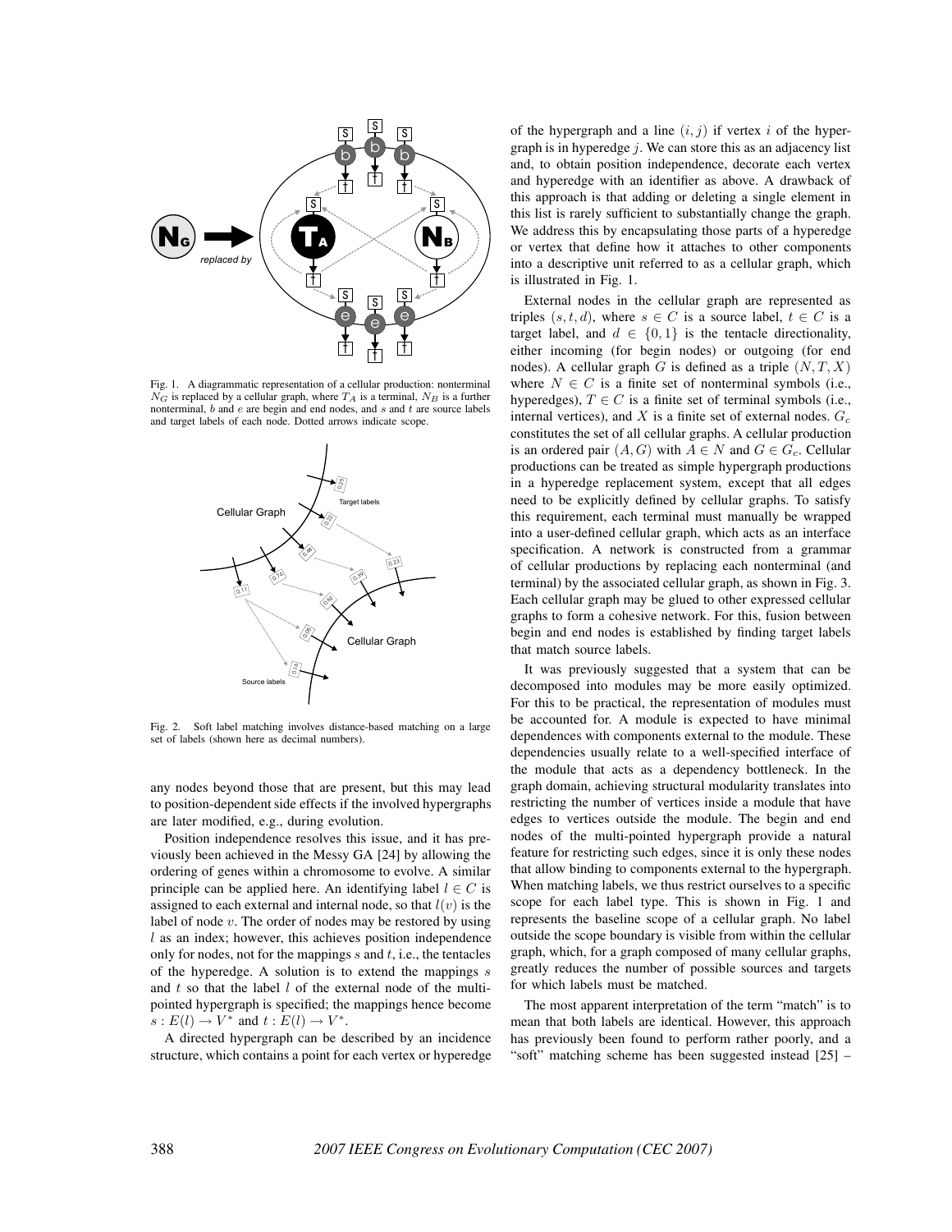Fig. 1. A diagrammatic representation of a cellular production: nonterminal $N_G$ is replaced by a cellular graph, where $T_A$ is a terminal, $N_B$ is a further nonterminal, $b$ and $e$ are begin and end nodes, and $s$ and $t$ are source labels and target labels of each node. Dotted arrows indicate scope.

Fig. 2. Soft label matching involves distance-based matching on a large set of labels (shown here as decimal numbers).

any nodes beyond those that are present, but this may lead to position-dependent side effects if the involved hypergraphs are later modified, e.g., during evolution.

Position independence resolves this issue, and it has previously been achieved in the Messy GA [24] by allowing the ordering of genes within a chromosome to evolve. A similar principle can be applied here. An identifying label $l \in C$ is assigned to each external and internal node, so that $l(v)$ is the label of node $v$. The order of nodes may be restored by using $l$ as an index; however, this achieves position independence only for nodes, not for the mappings $s$ and $t$, i.e., the tentacles of the hyperedge. A solution is to extend the mappings $s$ and $t$ so that the label $l$ of the external node of the multi-pointed hypergraph is specified; the mappings hence become $s : E(l) \rightarrow V^*$ and $t : E(l) \rightarrow V^*$.

A directed hypergraph can be described by an incidence structure, which contains a point for each vertex or hyperedge of the hypergraph and a line $(i, j)$ if vertex $i$ of the hypergraph is in hyperedge $j$. We can store this as an adjacency list and, to obtain position independence, decorate each vertex and hyperedge with an identifier as above. A drawback of this approach is that adding or deleting a single element in this list is rarely sufficient to substantially change the graph. We address this by encapsulating those parts of a hyperedge or vertex that define how it attaches to other components into a descriptive unit referred to as a cellular graph, which is illustrated in Fig. 1.

External nodes in the cellular graph are represented as triples $(s, t, d)$, where $s \in C$ is a source label, $t \in C$ is a target label, and $d \in \{0, 1\}$ is the tentacle directionality, either incoming (for begin nodes) or outgoing (for end nodes). A cellular graph $G$ is defined as a triple $(N, T, X)$ where $N \in C$ is a finite set of nonterminal symbols (i.e., hyperedges), $T \in C$ is a finite set of terminal symbols (i.e., internal vertices), and $X$ is a finite set of external nodes. $G_c$ constitutes the set of all cellular graphs. A cellular production is an ordered pair $(A, G)$ with $A \in N$ and $G \in G_c$. Cellular productions can be treated as simple hypergraph productions in a hyperedge replacement system, except that all edges need to be explicitly defined by cellular graphs. To satisfy this requirement, each terminal must manually be wrapped into a user-defined cellular graph, which acts as an interface specification. A network is constructed from a grammar of cellular productions by replacing each nonterminal (and terminal) by the associated cellular graph, as shown in Fig. 3. Each cellular graph may be glued to other expressed cellular graphs to form a cohesive network. For this, fusion between begin and end nodes is established by finding target labels that match source labels.

It was previously suggested that a system that can be decomposed into modules may be more easily optimized. For this to be practical, the representation of modules must be accounted for. A module is expected to have minimal dependences with components external to the module. These dependencies usually relate to a well-specified interface of the module that acts as a dependency bottleneck. In the graph domain, achieving structural modularity translates into restricting the number of vertices inside a module that have edges to vertices outside the module. The begin and end nodes of the multi-pointed hypergraph provide a natural feature for restricting such edges, since it is only these nodes that allow binding to components external to the hypergraph. When matching labels, we thus restrict ourselves to a specific scope for each label type. This is shown in Fig. 1 and represents the baseline scope of a cellular graph. No label outside the scope boundary is visible from within the cellular graph, which, for a graph composed of many cellular graphs, greatly reduces the number of possible sources and targets for which labels must be matched.

The most apparent interpretation of the term "match" is to mean that both labels are identical. However, this approach has previously been found to perform rather poorly, and a "soft" matching scheme has been suggested instead [25] –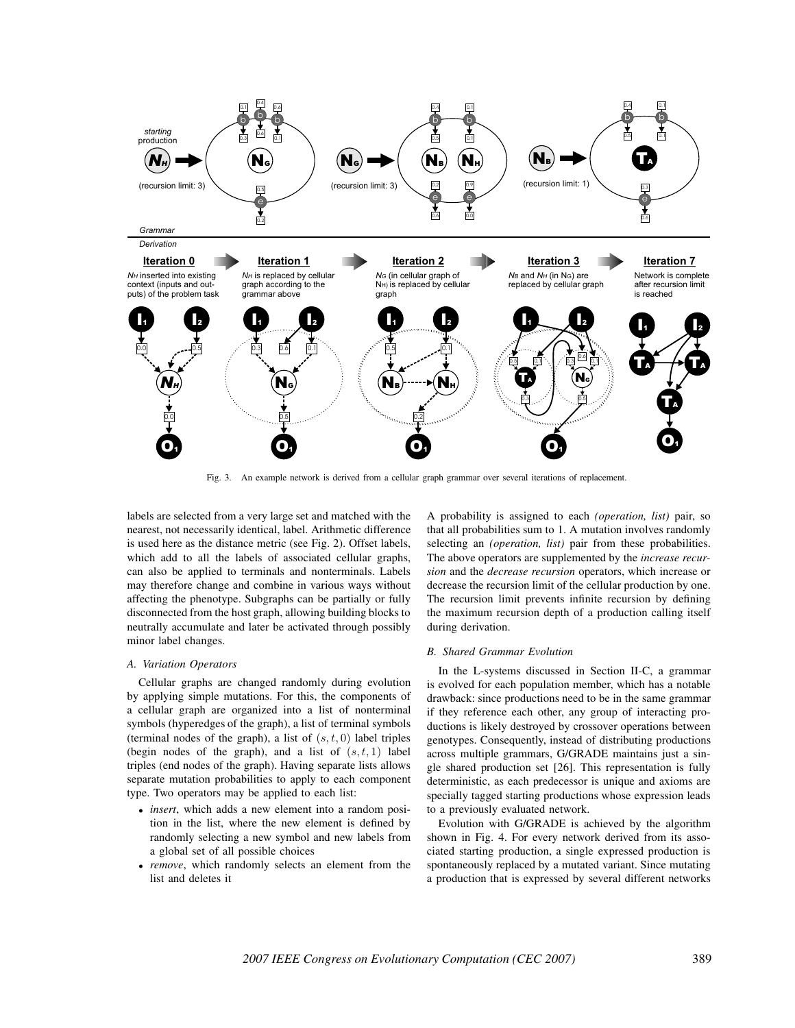Fig. 3. An example network is derived from a cellular graph grammar over several iterations of replacement.

labels are selected from a very large set and matched with the nearest, not necessarily identical, label. Arithmetic difference is used here as the distance metric (see Fig. 2). Offset labels, which add to all the labels of associated cellular graphs, can also be applied to terminals and nonterminals. Labels may therefore change and combine in various ways without affecting the phenotype. Subgraphs can be partially or fully disconnected from the host graph, allowing building blocks to neutrally accumulate and later be activated through possibly minor label changes.

### A. Variation Operators

Cellular graphs are changed randomly during evolution by applying simple mutations. For this, the components of a cellular graph are organized into a list of nonterminal symbols (hyperedges of the graph), a list of terminal symbols (terminal nodes of the graph), a list of $(s, t, 0)$ label triples (begin nodes of the graph), and a list of $(s, t, 1)$ label triples (end nodes of the graph). Having separate lists allows separate mutation probabilities to apply to each component type. Two operators may be applied to each list:

- *insert*, which adds a new element into a random position in the list, where the new element is defined by randomly selecting a new symbol and new labels from a global set of all possible choices
- *remove*, which randomly selects an element from the list and deletes it

A probability is assigned to each *(operation, list)* pair, so that all probabilities sum to 1. A mutation involves randomly selecting an *(operation, list)* pair from these probabilities. The above operators are supplemented by the *increase recursion* and the *decrease recursion* operators, which increase or decrease the recursion limit of the cellular production by one. The recursion limit prevents infinite recursion by defining the maximum recursion depth of a production calling itself during derivation.

### B. Shared Grammar Evolution

In the L-systems discussed in Section II-C, a grammar is evolved for each population member, which has a notable drawback: since productions need to be in the same grammar if they reference each other, any group of interacting productions is likely destroyed by crossover operations between genotypes. Consequently, instead of distributing productions across multiple grammars, G/GRADE maintains just a single shared production set [26]. This representation is fully deterministic, as each predecessor is unique and axioms are specially tagged starting productions whose expression leads to a previously evaluated network.

Evolution with G/GRADE is achieved by the algorithm shown in Fig. 4. For every network derived from its associated starting production, a single expressed production is spontaneously replaced by a mutated variant. Since mutating a production that is expressed by several different networks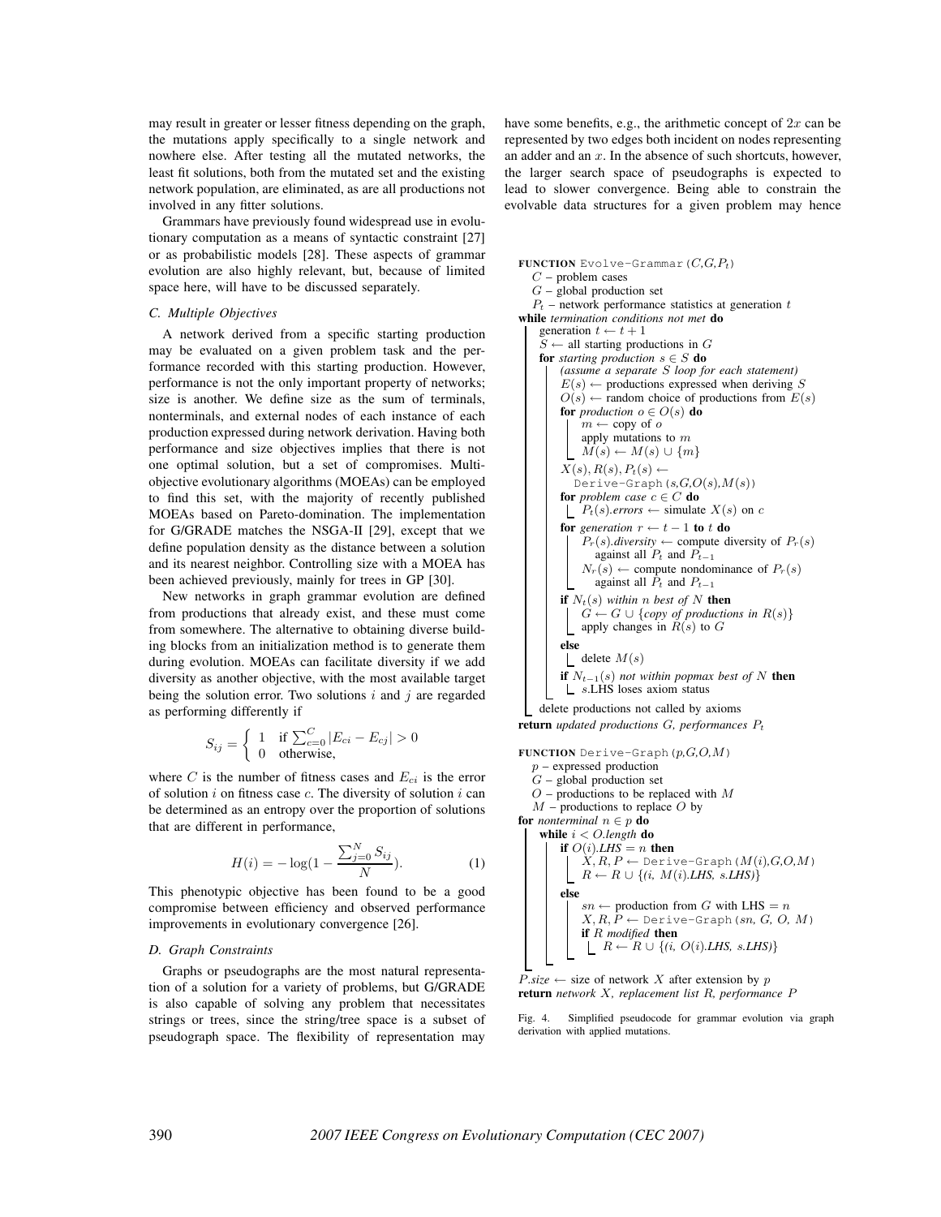may result in greater or lesser fitness depending on the graph, the mutations apply specifically to a single network and nowhere else. After testing all the mutated networks, the least fit solutions, both from the mutated set and the existing network population, are eliminated, as are all productions not involved in any fitter solutions.

Grammars have previously found widespread use in evolutionary computation as a means of syntactic constraint [27] or as probabilistic models [28]. These aspects of grammar evolution are also highly relevant, but, because of limited space here, will have to be discussed separately.

### C. Multiple Objectives

A network derived from a specific starting production may be evaluated on a given problem task and the performance recorded with this starting production. However, performance is not the only important property of networks; size is another. We define size as the sum of terminals, nonterminals, and external nodes of each instance of each production expressed during network derivation. Having both performance and size objectives implies that there is not one optimal solution, but a set of compromises. Multi-objective evolutionary algorithms (MOEAs) can be employed to find this set, with the majority of recently published MOEAs based on Pareto-domination. The implementation for G/GRADE matches the NSGA-II [29], except that we define population density as the distance between a solution and its nearest neighbor. Controlling size with a MOEA has been achieved previously, mainly for trees in GP [30].

New networks in graph grammar evolution are defined from productions that already exist, and these must come from somewhere. The alternative to obtaining diverse building blocks from an initialization method is to generate them during evolution. MOEAs can facilitate diversity if we add diversity as another objective, with the most available target being the solution error. Two solutions $i$ and $j$ are regarded as performing differently if

$$S_{ij} = \begin{cases} 1 & \text{if } \sum_{c=0}^{C} |E_{ci} - E_{cj}| > 0 \\ 0 & \text{otherwise,} \end{cases}$$

where $C$ is the number of fitness cases and $E_{ci}$ is the error of solution $i$ on fitness case $c$. The diversity of solution $i$ can be determined as an entropy over the proportion of solutions that are different in performance,

$$H(i) = -\log(1 - \frac{\sum_{j=0}^{N} S_{ij}}{N}). \tag{1}$$

This phenotypic objective has been found to be a good compromise between efficiency and observed performance improvements in evolutionary convergence [26].

### D. Graph Constraints

Graphs or pseudographs are the most natural representation of a solution for a variety of problems, but G/GRADE is also capable of solving any problem that necessitates strings or trees, since the string/tree space is a subset of pseudograph space. The flexibility of representation may have some benefits, e.g., the arithmetic concept of $2x$ can be represented by two edges both incident on nodes representing an adder and an $x$. In the absence of such shortcuts, however, the larger search space of pseudographs is expected to lead to slower convergence. Being able to constrain the evolvable data structures for a given problem may hence

```
FUNCTION Evolve-Grammar(C,G,P_t)
  C – problem cases
  G – global production set
  P_t – network performance statistics at generation t
while termination conditions not met do
    generation t ← t + 1
    S ← all starting productions in G
    for starting production s ∈ S do
        (assume a separate S loop for each statement)
        E(s) ← productions expressed when deriving S
        O(s) ← random choice of productions from E(s)
        for production o ∈ O(s) do
            m ← copy of o
            apply mutations to m
            M(s) ← M(s) ∪ {m}
        X(s), R(s), P_t(s) ←
            Derive-Graph(s,G,O(s),M(s))
        for problem case c ∈ C do
            P_t(s).errors ← simulate X(s) on c
        for generation r ← t − 1 to t do
            P_r(s).diversity ← compute diversity of P_r(s)
                against all P_t and P_{t−1}
            N_r(s) ← compute nondominance of P_r(s)
                against all P_t and P_{t−1}
        if N_t(s) within n best of N then
            G ← G ∪ {copy of productions in R(s)}
            apply changes in R(s) to G
        else
            delete M(s)
        if N_{t−1}(s) not within popmax best of N then
            s.LHS loses axiom status
    delete productions not called by axioms
return updated productions G, performances P_t

FUNCTION Derive-Graph(p,G,O,M)
  p – expressed production
  G – global production set
  O – productions to be replaced with M
  M – productions to replace O by
for nonterminal n ∈ p do
    while i < O.length do
        if O(i).LHS = n then
            X, R, P ← Derive-Graph(M(i),G,O,M)
            R ← R ∪ {(i, M(i).LHS, s.LHS)}
        else
            sn ← production from G with LHS = n
            X, R, P ← Derive-Graph(sn, G, O, M)
            if R modified then
                R ← R ∪ {(i, O(i).LHS, s.LHS)}
P.size ← size of network X after extension by p
return network X, replacement list R, performance P
```

Fig. 4. Simplified pseudocode for grammar evolution via graph derivation with applied mutations.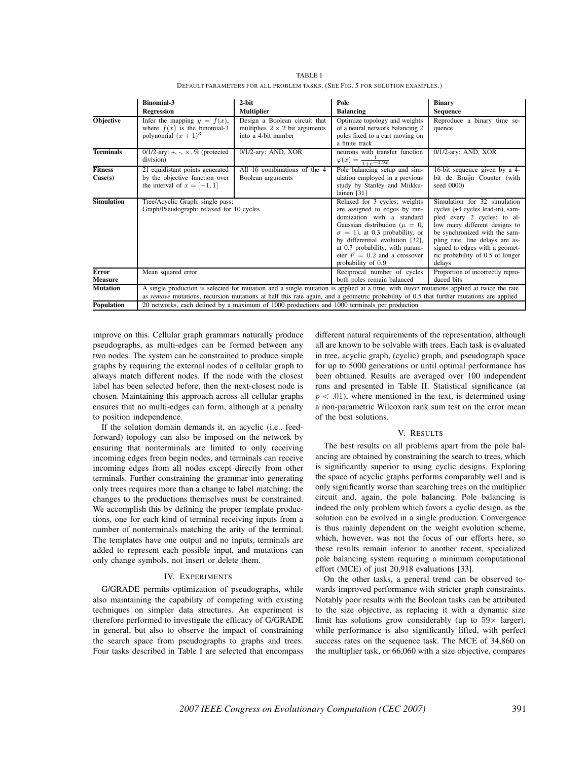TABLE I

DEFAULT PARAMETERS FOR ALL PROBLEM TASKS. (SEE FIG. 5 FOR SOLUTION EXAMPLES.)

| | **Binomial-3 Regression** | **2-bit Multiplier** | **Pole Balancing** | **Binary Sequence** |
|---|---|---|---|---|
| **Objective** | Infer the mapping $y = f(x)$, where $f(x)$ is the binomial-3 polynomial $(x+1)^3$ | Design a Boolean circuit that multiplies $2 \times 2$ bit arguments into a 4-bit number | Optimize topology and weights of a neural network balancing 2 poles fixed to a cart moving on a finite track | Reproduce a binary time sequence |
| **Terminals** | 0/1/2-ary: +, -, ×, % (protected division) | 0/1/2-ary: AND, XOR | neurons with transfer function $\varphi(x) = \frac{1}{1+e^{-4.9x}}$ | 0/1/2-ary: AND, XOR |
| **Fitness Case(s)** | 21 equidistant points generated by the objective function over the interval of $x = [-1, 1]$ | All 16 combinations of the 4 Boolean arguments | Pole balancing setup and simulation employed in a previous study by Stanley and Miikkulainen [31] | 16-bit sequence given by a 4-bit de Bruijn Counter (with seed 0000) |
| **Simulation** | Tree/Acyclic Graph: single pass; Graph/Pseudograph: relaxed for 10 cycles | | Relaxed for 3 cycles; weights are assigned to edges by randomization with a standard Gaussian distribution ($\mu = 0$, $\sigma = 1$), at 0.3 probability, or by differential evolution [32], at 0.7 probability, with parameter $F = 0.2$ and a crossover probability of 0.9 | Simulation for 32 simulation cycles (+4 cycles lead-in), sampled every 2 cycles; to allow many different designs to be synchronized with the sampling rate, line delays are assigned to edges with a geometric probability of 0.5 that longer delays |
| **Error Measure** | Mean squared error | | Reciprocal number of cycles both poles remain balanced | Proportion of incorrectly reproduced bits |
| **Mutation** | A single production is selected for mutation and a single mutation is applied at a time, with *insert* mutations applied at twice the rate as *remove* mutations, recursion mutations at half this rate again, and a geometric probability of 0.5 that further mutations are applied | | | |
| **Population** | 20 networks, each defined by a maximum of 1000 productions and 1000 terminals per production | | | |

improve on this. Cellular graph grammars naturally produce pseudographs, as multi-edges can be formed between any two nodes. The system can be constrained to produce simple graphs by requiring the external nodes of a cellular graph to always match different nodes. If the node with the closest label has been selected before, then the next-closest node is chosen. Maintaining this approach across all cellular graphs ensures that no multi-edges can form, although at a penalty to position independence.

If the solution domain demands it, an acyclic (i.e., feed-forward) topology can also be imposed on the network by ensuring that nonterminals are limited to only receiving incoming edges from begin nodes, and terminals can receive incoming edges from all nodes except directly from other terminals. Further constraining the grammar into generating only trees requires more than a change to label matching; the changes to the productions themselves must be constrained. We accomplish this by defining the proper template productions, one for each kind of terminal receiving inputs from a number of nonterminals matching the arity of the terminal. The templates have one output and no inputs, terminals are added to represent each possible input, and mutations can only change symbols, not insert or delete them.

## IV. Experiments

G/GRADE permits optimization of pseudographs, while also maintaining the capability of competing with existing techniques on simpler data structures. An experiment is therefore performed to investigate the efficacy of G/GRADE in general, but also to observe the impact of constraining the search space from pseudographs to graphs and trees. Four tasks described in Table I are selected that encompass different natural requirements of the representation, although all are known to be solvable with trees. Each task is evaluated in tree, acyclic graph, (cyclic) graph, and pseudograph space for up to 5000 generations or until optimal performance has been obtained. Results are averaged over 100 independent runs and presented in Table II. Statistical significance (at $p < .01$), where mentioned in the text, is determined using a non-parametric Wilcoxon rank sum test on the error mean of the best solutions.

## V. Results

The best results on all problems apart from the pole balancing are obtained by constraining the search to trees, which is significantly superior to using cyclic designs. Exploring the space of acyclic graphs performs comparably well and is only significantly worse than searching trees on the multiplier circuit and, again, the pole balancing. Pole balancing is indeed the only problem which favors a cyclic design, as the solution can be evolved in a single production. Convergence is thus mainly dependent on the weight evolution scheme, which, however, was not the focus of our efforts here, so these results remain inferior to another recent, specialized pole balancing system requiring a minimum computational effort (MCE) of just 20,918 evaluations [33].

On the other tasks, a general trend can be observed towards improved performance with stricter graph constraints. Notably poor results with the Boolean tasks can be attributed to the size objective, as replacing it with a dynamic size limit has solutions grow considerably (up to $59\times$ larger), while performance is also significantly lifted, with perfect success rates on the sequence task. The MCE of 34,860 on the multiplier task, or 66,060 with a size objective, compares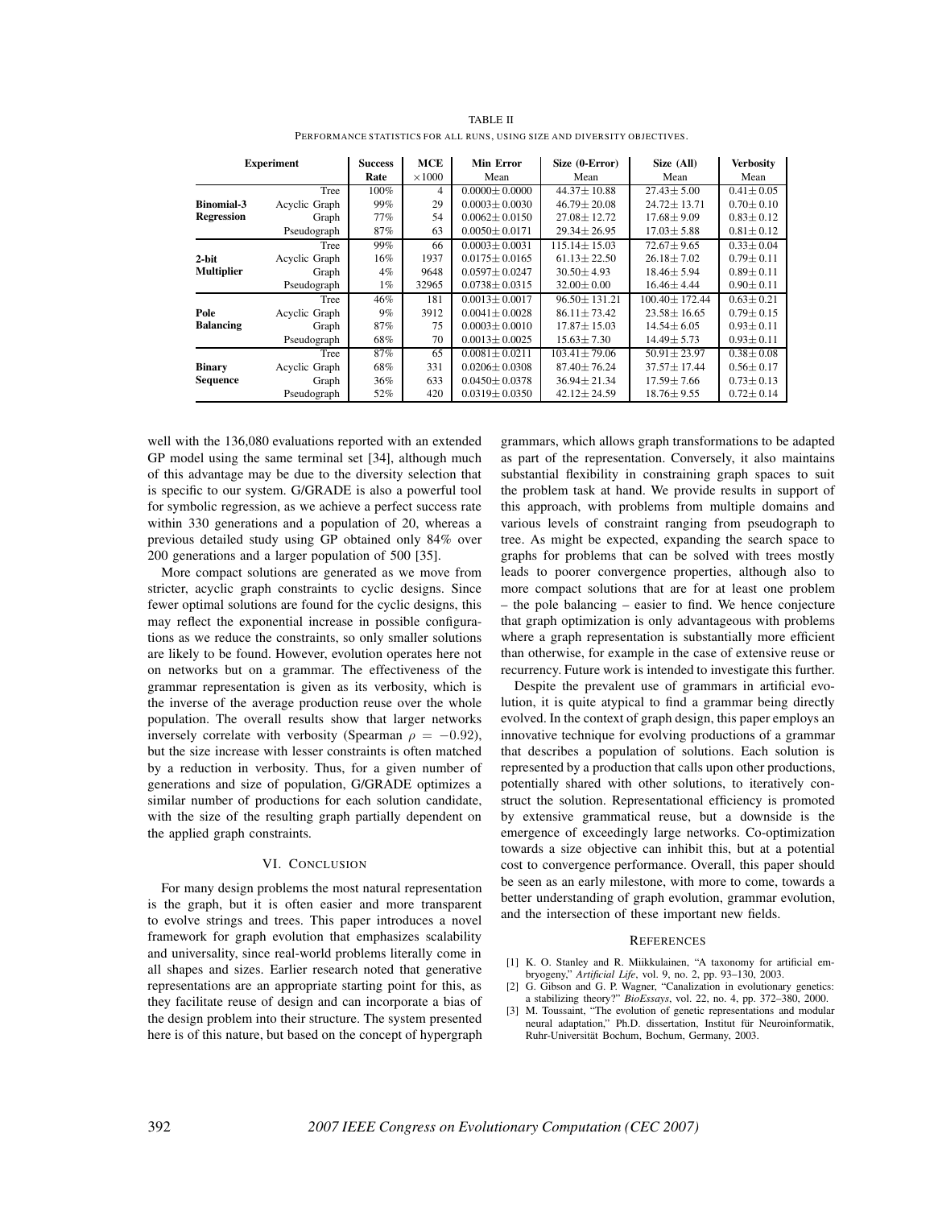TABLE II

PERFORMANCE STATISTICS FOR ALL RUNS, USING SIZE AND DIVERSITY OBJECTIVES.

| Experiment | | Success Rate | MCE ×1000 | Min Error Mean | Size (0-Error) Mean | Size (All) Mean | Verbosity Mean |
|---|---|---|---|---|---|---|---|
| **Binomial-3 Regression** | Tree | 100% | 4 | 0.0000± 0.0000 | 44.37± 10.88 | 27.43± 5.00 | 0.41± 0.05 |
| | Acyclic Graph | 99% | 29 | 0.0003± 0.0030 | 46.79± 20.08 | 24.72± 13.71 | 0.70± 0.10 |
| | Graph | 77% | 54 | 0.0062± 0.0150 | 27.08± 12.72 | 17.68± 9.09 | 0.83± 0.12 |
| | Pseudograph | 87% | 63 | 0.0050± 0.0171 | 29.34± 26.95 | 17.03± 5.88 | 0.81± 0.12 |
| **2-bit Multiplier** | Tree | 99% | 66 | 0.0003± 0.0031 | 115.14± 15.03 | 72.67± 9.65 | 0.33± 0.04 |
| | Acyclic Graph | 16% | 1937 | 0.0175± 0.0165 | 61.13± 22.50 | 26.18± 7.02 | 0.79± 0.11 |
| | Graph | 4% | 9648 | 0.0597± 0.0247 | 30.50± 4.93 | 18.46± 5.94 | 0.89± 0.11 |
| | Pseudograph | 1% | 32965 | 0.0738± 0.0315 | 32.00± 0.00 | 16.46± 4.44 | 0.90± 0.11 |
| **Pole Balancing** | Tree | 46% | 181 | 0.0013± 0.0017 | 96.50± 131.21 | 100.40± 172.44 | 0.63± 0.21 |
| | Acyclic Graph | 9% | 3912 | 0.0041± 0.0028 | 86.11± 73.42 | 23.58± 16.65 | 0.79± 0.15 |
| | Graph | 87% | 75 | 0.0003± 0.0010 | 17.87± 15.03 | 14.54± 6.05 | 0.93± 0.11 |
| | Pseudograph | 68% | 70 | 0.0013± 0.0025 | 15.63± 7.30 | 14.49± 5.73 | 0.93± 0.11 |
| **Binary Sequence** | Tree | 87% | 65 | 0.0081± 0.0211 | 103.41± 79.06 | 50.91± 23.97 | 0.38± 0.08 |
| | Acyclic Graph | 68% | 331 | 0.0206± 0.0308 | 87.40± 76.24 | 37.57± 17.44 | 0.56± 0.17 |
| | Graph | 36% | 633 | 0.0450± 0.0378 | 36.94± 21.34 | 17.59± 7.66 | 0.73± 0.13 |
| | Pseudograph | 52% | 420 | 0.0319± 0.0350 | 42.12± 24.59 | 18.76± 9.55 | 0.72± 0.14 |

well with the 136,080 evaluations reported with an extended GP model using the same terminal set [34], although much of this advantage may be due to the diversity selection that is specific to our system. G/GRADE is also a powerful tool for symbolic regression, as we achieve a perfect success rate within 330 generations and a population of 20, whereas a previous detailed study using GP obtained only 84% over 200 generations and a larger population of 500 [35].

More compact solutions are generated as we move from stricter, acyclic graph constraints to cyclic designs. Since fewer optimal solutions are found for the cyclic designs, this may reflect the exponential increase in possible configurations as we reduce the constraints, so only smaller solutions are likely to be found. However, evolution operates here not on networks but on a grammar. The effectiveness of the grammar representation is given as its verbosity, which is the inverse of the average production reuse over the whole population. The overall results show that larger networks inversely correlate with verbosity (Spearman $\rho = -0.92$), but the size increase with lesser constraints is often matched by a reduction in verbosity. Thus, for a given number of generations and size of population, G/GRADE optimizes a similar number of productions for each solution candidate, with the size of the resulting graph partially dependent on the applied graph constraints.

## VI. CONCLUSION

For many design problems the most natural representation is the graph, but it is often easier and more transparent to evolve strings and trees. This paper introduces a novel framework for graph evolution that emphasizes scalability and universality, since real-world problems literally come in all shapes and sizes. Earlier research noted that generative representations are an appropriate starting point for this, as they facilitate reuse of design and can incorporate a bias of the design problem into their structure. The system presented here is of this nature, but based on the concept of hypergraph grammars, which allows graph transformations to be adapted as part of the representation. Conversely, it also maintains substantial flexibility in constraining graph spaces to suit the problem task at hand. We provide results in support of this approach, with problems from multiple domains and various levels of constraint ranging from pseudograph to tree. As might be expected, expanding the search space to graphs for problems that can be solved with trees mostly leads to poorer convergence properties, although also to more compact solutions that are for at least one problem – the pole balancing – easier to find. We hence conjecture that graph optimization is only advantageous with problems where a graph representation is substantially more efficient than otherwise, for example in the case of extensive reuse or recurrency. Future work is intended to investigate this further.

Despite the prevalent use of grammars in artificial evolution, it is quite atypical to find a grammar being directly evolved. In the context of graph design, this paper employs an innovative technique for evolving productions of a grammar that describes a population of solutions. Each solution is represented by a production that calls upon other productions, potentially shared with other solutions, to iteratively construct the solution. Representational efficiency is promoted by extensive grammatical reuse, but a downside is the emergence of exceedingly large networks. Co-optimization towards a size objective can inhibit this, but at a potential cost to convergence performance. Overall, this paper should be seen as an early milestone, with more to come, towards a better understanding of graph evolution, grammar evolution, and the intersection of these important new fields.

## REFERENCES

[1] K. O. Stanley and R. Miikkulainen, "A taxonomy for artificial embryogeny," *Artificial Life*, vol. 9, no. 2, pp. 93–130, 2003.

[2] G. Gibson and G. P. Wagner, "Canalization in evolutionary genetics: a stabilizing theory?" *BioEssays*, vol. 22, no. 4, pp. 372–380, 2000.

[3] M. Toussaint, "The evolution of genetic representations and modular neural adaptation," Ph.D. dissertation, Institut für Neuroinformatik, Ruhr-Universität Bochum, Bochum, Germany, 2003.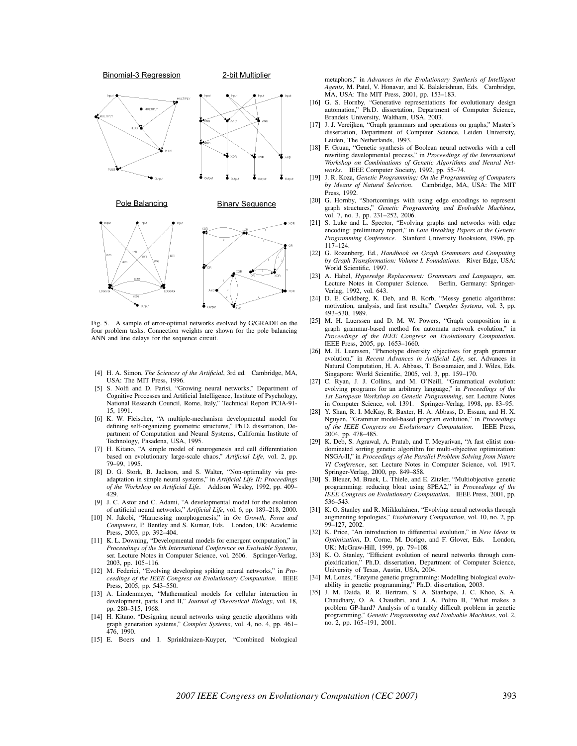Binomial-3 Regression

2-bit Multiplier

Pole Balancing

Binary Sequence

Fig. 5. A sample of error-optimal networks evolved by G/GRADE on the four problem tasks. Connection weights are shown for the pole balancing ANN and line delays for the sequence circuit.

[4] H. A. Simon, *The Sciences of the Artificial*, 3rd ed. Cambridge, MA, USA: The MIT Press, 1996.

[5] S. Nolfi and D. Parisi, "Growing neural networks," Department of Cognitive Processes and Artificial Intelligence, Institute of Psychology, National Research Council, Rome, Italy," Technical Report PCIA-91-15, 1991.

[6] K. W. Fleischer, "A multiple-mechanism developmental model for defining self-organizing geometric structures," Ph.D. dissertation, Department of Computation and Neural Systems, California Institute of Technology, Pasadena, USA, 1995.

[7] H. Kitano, "A simple model of neurogenesis and cell differentiation based on evolutionary large-scale chaos," *Artificial Life*, vol. 2, pp. 79–99, 1995.

[8] D. G. Stork, B. Jackson, and S. Walter, "Non-optimality via preadaptation in simple neural systems," in *Artificial Life II: Proceedings of the Workshop on Artificial Life*. Addison Wesley, 1992, pp. 409–429.

[9] J. C. Astor and C. Adami, "A developmental model for the evolution of artificial neural networks," *Artificial Life*, vol. 6, pp. 189–218, 2000.

[10] N. Jakobi, "Harnessing morphogenesis," in *On Growth, Form and Computers*, P. Bentley and S. Kumar, Eds. London, UK: Academic Press, 2003, pp. 392–404.

[11] K. L. Downing, "Developmental models for emergent computation," in *Proceedings of the 5th International Conference on Evolvable Systems*, ser. Lecture Notes in Computer Science, vol. 2606. Springer-Verlag, 2003, pp. 105–116.

[12] M. Federici, "Evolving developing spiking neural networks," in *Proceedings of the IEEE Congress on Evolutionary Computation*. IEEE Press, 2005, pp. 543–550.

[13] A. Lindenmayer, "Mathematical models for cellular interaction in development, parts I and II," *Journal of Theoretical Biology*, vol. 18, pp. 280–315, 1968.

[14] H. Kitano, "Designing neural networks using genetic algorithms with graph generation systems," *Complex Systems*, vol. 4, no. 4, pp. 461–476, 1990.

[15] E. Boers and I. Sprinkhuizen-Kuyper, "Combined biological metaphors," in *Advances in the Evolutionary Synthesis of Intelligent Agents*, M. Patel, V. Honavar, and K. Balakrishnan, Eds. Cambridge, MA, USA: The MIT Press, 2001, pp. 153–183.

[16] G. S. Hornby, "Generative representations for evolutionary design automation," Ph.D. dissertation, Department of Computer Science, Brandeis University, Waltham, USA, 2003.

[17] J. J. Vereijken, "Graph grammars and operations on graphs," Master's dissertation, Department of Computer Science, Leiden University, Leiden, The Netherlands, 1993.

[18] F. Gruau, "Genetic synthesis of Boolean neural networks with a cell rewriting developmental process," in *Proceedings of the International Workshop on Combinations of Genetic Algorithms and Neural Networks*. IEEE Computer Society, 1992, pp. 55–74.

[19] J. R. Koza, *Genetic Programming: On the Programming of Computers by Means of Natural Selection*. Cambridge, MA, USA: The MIT Press, 1992.

[20] G. Hornby, "Shortcomings with using edge encodings to represent graph structures," *Genetic Programming and Evolvable Machines*, vol. 7, no. 3, pp. 231–252, 2006.

[21] S. Luke and L. Spector, "Evolving graphs and networks with edge encoding: preliminary report," in *Late Breaking Papers at the Genetic Programming Conference*. Stanford University Bookstore, 1996, pp. 117–124.

[22] G. Rozenberg, Ed., *Handbook on Graph Grammars and Computing by Graph Transformation: Volume I. Foundations*. River Edge, USA: World Scientific, 1997.

[23] A. Habel, *Hyperedge Replacement: Grammars and Languages*, ser. Lecture Notes in Computer Science. Berlin, Germany: Springer-Verlag, 1992, vol. 643.

[24] D. E. Goldberg, K. Deb, and B. Korb, "Messy genetic algorithms: motivation, analysis, and first results," *Complex Systems*, vol. 3, pp. 493–530, 1989.

[25] M. H. Luerssen and D. M. W. Powers, "Graph composition in a graph grammar-based method for automata network evolution," in *Proceedings of the IEEE Congress on Evolutionary Computation*. IEEE Press, 2005, pp. 1653–1660.

[26] M. H. Luerssen, "Phenotype diversity objectives for graph grammar evolution," in *Recent Advances in Artificial Life*, ser. Advances in Natural Computation, H. A. Abbass, T. Bossamaier, and J. Wiles, Eds. Singapore: World Scientific, 2005, vol. 3, pp. 159–170.

[27] C. Ryan, J. J. Collins, and M. O'Neill, "Grammatical evolution: evolving programs for an arbitrary language," in *Proceedings of the 1st European Workshop on Genetic Programming*, ser. Lecture Notes in Computer Science, vol. 1391. Springer-Verlag, 1998, pp. 83–95.

[28] Y. Shan, R. I. McKay, R. Baxter, H. A. Abbass, D. Essam, and H. X. Nguyen, "Grammar model-based program evolution," in *Proceedings of the IEEE Congress on Evolutionary Computation*. IEEE Press, 2004, pp. 478–485.

[29] K. Deb, S. Agrawal, A. Pratab, and T. Meyarivan, "A fast elitist non-dominated sorting genetic algorithm for multi-objective optimization: NSGA-II," in *Proceedings of the Parallel Problem Solving from Nature VI Conference*, ser. Lecture Notes in Computer Science, vol. 1917. Springer-Verlag, 2000, pp. 849–858.

[30] S. Bleuer, M. Braek, L. Thiele, and E. Zitzler, "Multiobjective genetic programming: reducing bloat using SPEA2," in *Proceedings of the IEEE Congress on Evolutionary Computation*. IEEE Press, 2001, pp. 536–543.

[31] K. O. Stanley and R. Miikkulainen, "Evolving neural networks through augmenting topologies," *Evolutionary Computation*, vol. 10, no. 2, pp. 99–127, 2002.

[32] K. Price, "An introduction to differential evolution," in *New Ideas in Optimization*, D. Corne, M. Dorigo, and F. Glover, Eds. London, UK: McGraw-Hill, 1999, pp. 79–108.

[33] K. O. Stanley, "Efficient evolution of neural networks through complexification," Ph.D. dissertation, Department of Computer Science, University of Texas, Austin, USA, 2004.

[34] M. Lones, "Enzyme genetic programming: Modelling biological evolvability in genetic programming," Ph.D. dissertation, 2003.

[35] J. M. Daida, R. R. Bertram, S. A. Stanhope, J. C. Khoo, S. A. Chaudhary, O. A. Chaudhri, and J. A. Polito II, "What makes a problem GP-hard? Analysis of a tunably difficult problem in genetic programming," *Genetic Programming and Evolvable Machines*, vol. 2, no. 2, pp. 165–191, 2001.